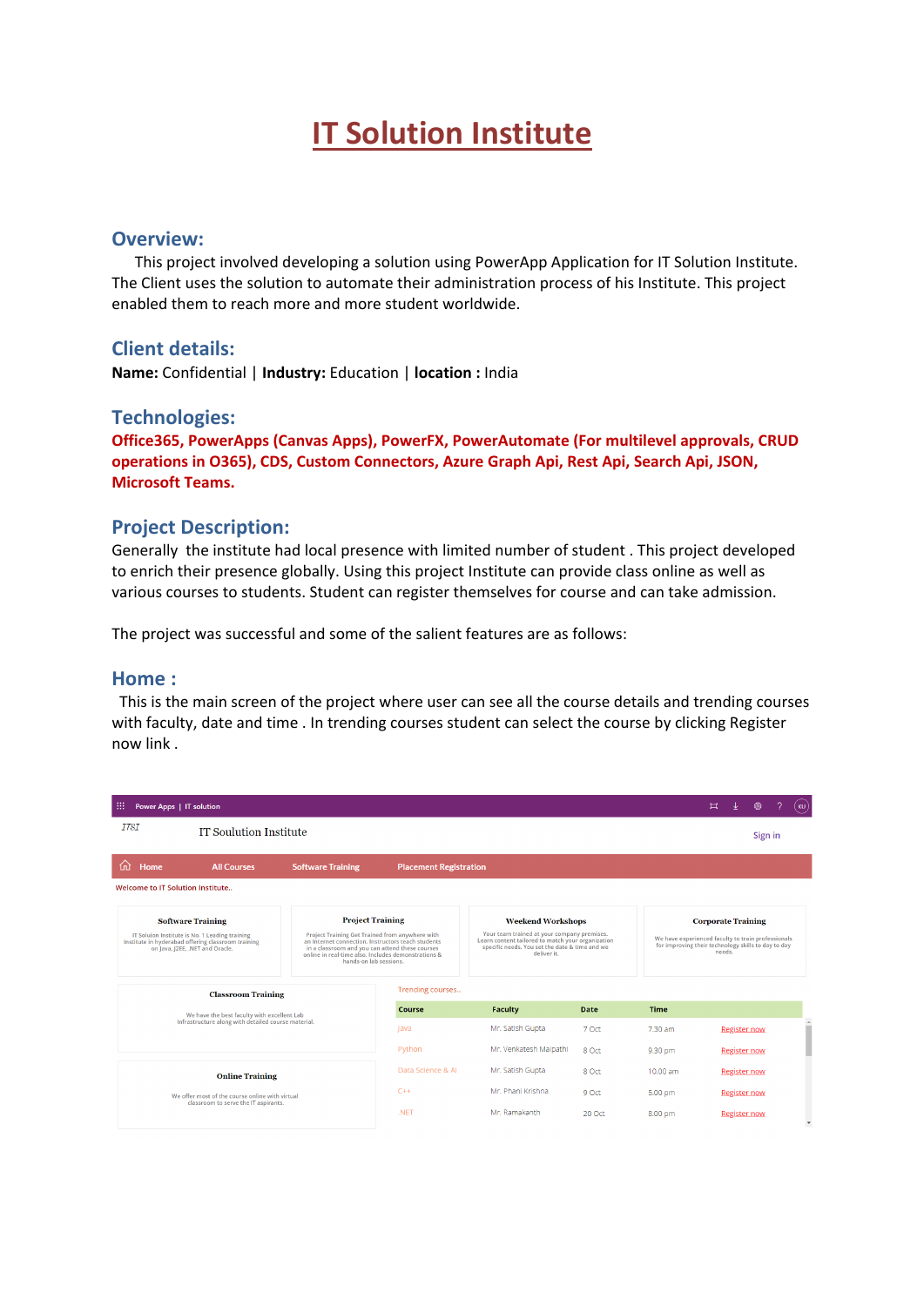# IT Solution Institute

## Overview:

This project involved developing a solution using PowerApp Application for IT Solution Institute. The Client uses the solution to automate their administration process of his Institute. This project enabled them to reach more and more student worldwide.

## Client details:

**Name:** Confidential | **Industry:** Education | **location :** India

## Technologies:

**Office365, PowerApps (Canvas Apps), PowerFX, PowerAutomate (For multilevel approvals, CRUD operations in O365), CDS, Custom Connectors, Azure Graph Api, Rest Api, Search Api, JSON, Microsoft Teams.**

## Project Description:

Generally the institute had local presence with limited number of student . This project developed to enrich their presence globally. Using this project Institute can provide class online as well as various courses to students. Student can register themselves for course and can take admission.

The project was successful and some of the salient features are as follows:

## Home :

This is the main screen of the project where user can see all the course details and trending courses with faculty, date and time . In trending courses student can select the course by clicking Register now link .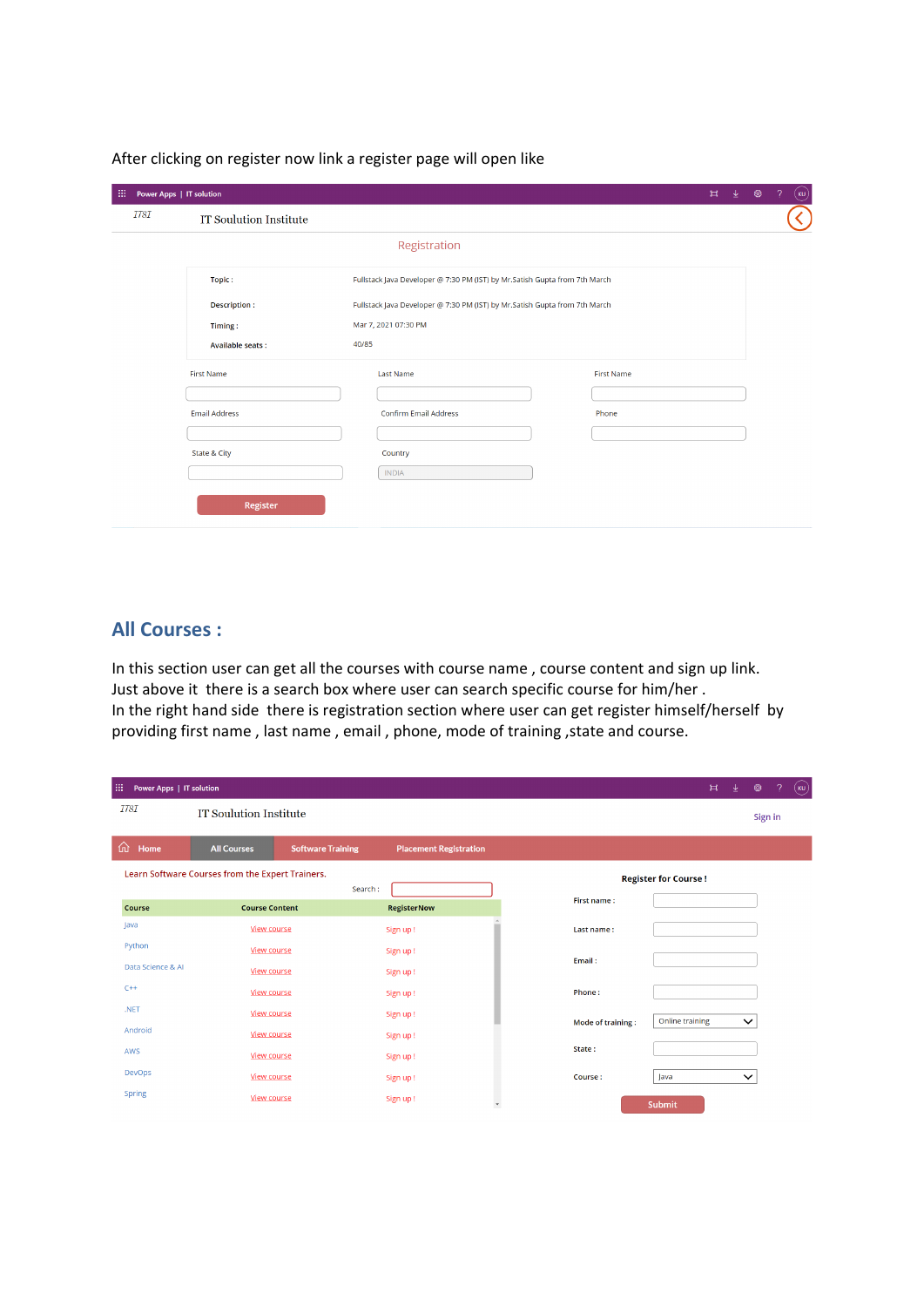After clicking on register now link a register page will open like

Power Apps | IT solution

ITSI IT Soulution Institute

Registration

Topic : Fullstack Java Developer @ 7:30 PM (IST) by Mr.Satish Gupta from 7th March

Description : Fullstack Java Developer @ 7:30 PM (IST) by Mr.Satish Gupta from 7th March

Timing : Mar 7, 2021 07:30 PM

Available seats : 40/85

First Name | Last Name | First Name

Email Address | Confirm Email Address | Phone

State & City | Country: INDIA

Register

## All Courses :

In this section user can get all the courses with course name , course content and sign up link.
Just above it there is a search box where user can search specific course for him/her .
In the right hand side there is registration section where user can get register himself/herself by providing first name , last name , email , phone, mode of training ,state and course.

Power Apps | IT solution

ITSI IT Soulution Institute Sign in

Home | All Courses | Software Training | Placement Registration

Learn Software Courses from the Expert Trainers.

Search :

| Course | Course Content | RegisterNow |
|---|---|---|
| Java | View course | Sign up ! |
| Python | View course | Sign up ! |
| Data Science & AI | View course | Sign up ! |
| C++ | View course | Sign up ! |
| .NET | View course | Sign up ! |
| Android | View course | Sign up ! |
| AWS | View course | Sign up ! |
| DevOps | View course | Sign up ! |
| Spring | View course | Sign up ! |

Register for Course !

First name :

Last name :

Email :

Phone :

Mode of training : Online training

State :

Course : Java

Submit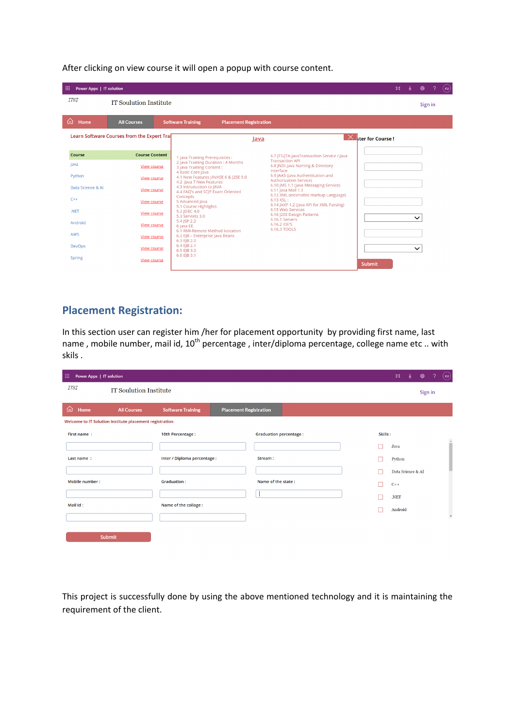After clicking on view course it will open a popup with course content.

## Placement Registration:

In this section user can register him /her for placement opportunity by providing first name, last name , mobile number, mail id, 10th percentage , inter/diploma percentage, college name etc .. with skils .

This project is successfully done by using the above mentioned technology and it is maintaining the requirement of the client.